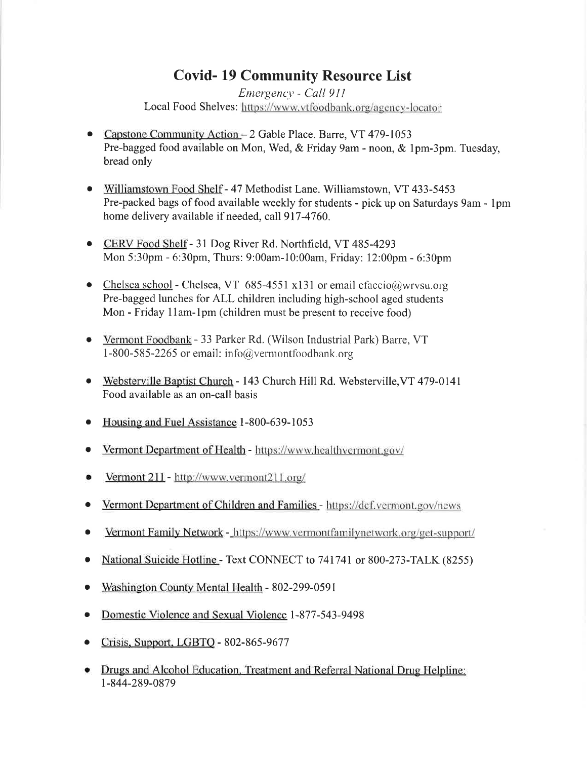# Covid- 19 Community Resource List

*Emergency - Call 911*

Local Food Shelves: https://www.vtfoodbank.org/agency-locator

- Capstone Community Action – 2 Gable Place. Barre, VT 479-1053
  Pre-bagged food available on Mon, Wed, & Friday 9am - noon, & 1pm-3pm. Tuesday, bread only

- Williamstown Food Shelf - 47 Methodist Lane. Williamstown, VT 433-5453
  Pre-packed bags of food available weekly for students - pick up on Saturdays 9am - 1pm home delivery available if needed, call 917-4760.

- CERV Food Shelf - 31 Dog River Rd. Northfield, VT 485-4293
  Mon 5:30pm - 6:30pm, Thurs: 9:00am-10:00am, Friday: 12:00pm - 6:30pm

- Chelsea school - Chelsea, VT 685-4551 x131 or email cfaccio@wrvsu.org
  Pre-bagged lunches for ALL children including high-school aged students
  Mon - Friday 11am-1pm (children must be present to receive food)

- Vermont Foodbank - 33 Parker Rd. (Wilson Industrial Park) Barre, VT
  1-800-585-2265 or email: info@vermontfoodbank.org

- Websterville Baptist Church - 143 Church Hill Rd. Websterville,VT 479-0141
  Food available as an on-call basis

- Housing and Fuel Assistance 1-800-639-1053

- Vermont Department of Health - https://www.healthvermont.gov/

- Vermont 211 - http://www.vermont211.org/

- Vermont Department of Children and Families - https://dcf.vermont.gov/news

- Vermont Family Network - https://www.vermontfamilynetwork.org/get-support/

- National Suicide Hotline - Text CONNECT to 741741 or 800-273-TALK (8255)

- Washington County Mental Health - 802-299-0591

- Domestic Violence and Sexual Violence 1-877-543-9498

- Crisis, Support, LGBTQ - 802-865-9677

- Drugs and Alcohol Education, Treatment and Referral National Drug Helpline:
  1-844-289-0879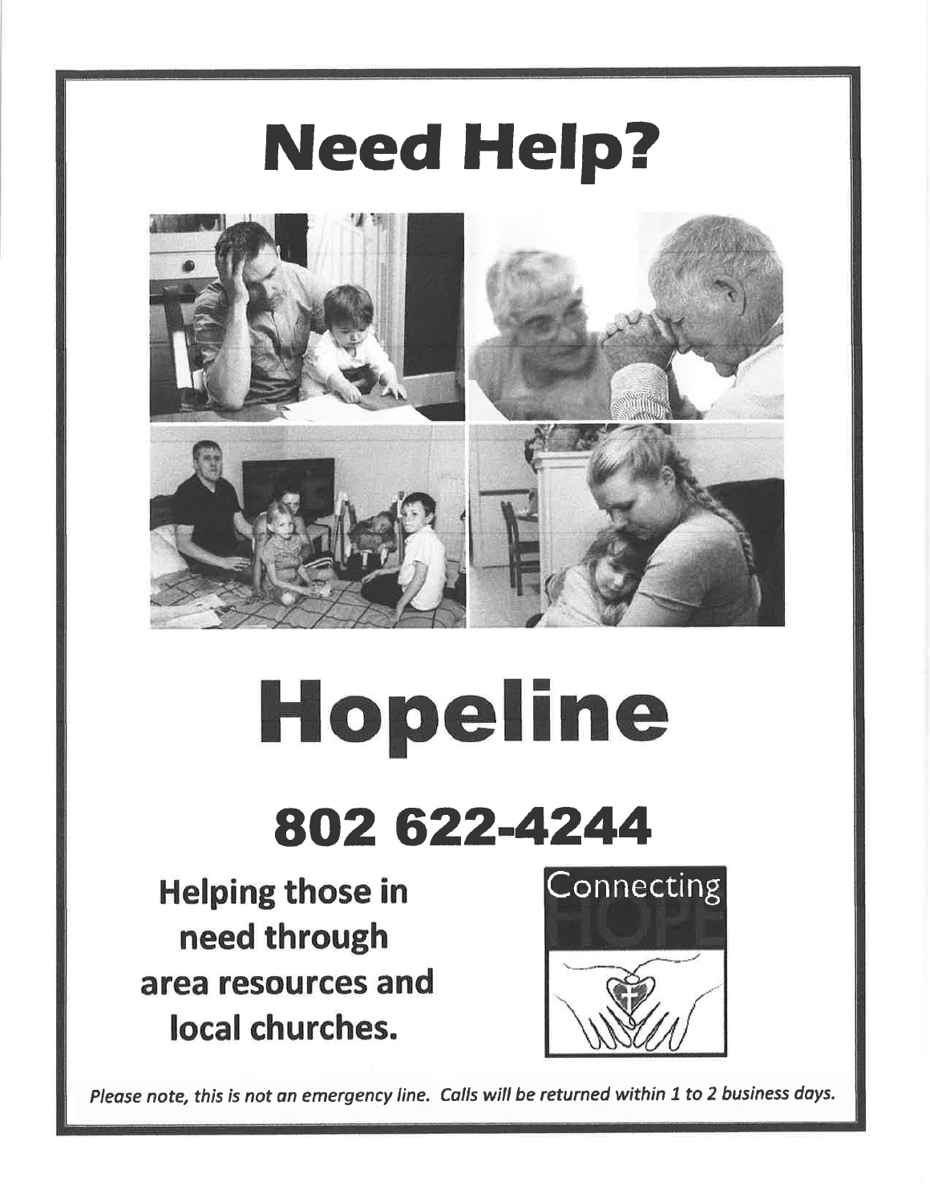# Need Help?

# Hopeline

## 802 622-4244

**Helping those in need through area resources and local churches.**

Connecting HOPE

*Please note, this is not an emergency line. Calls will be returned within 1 to 2 business days.*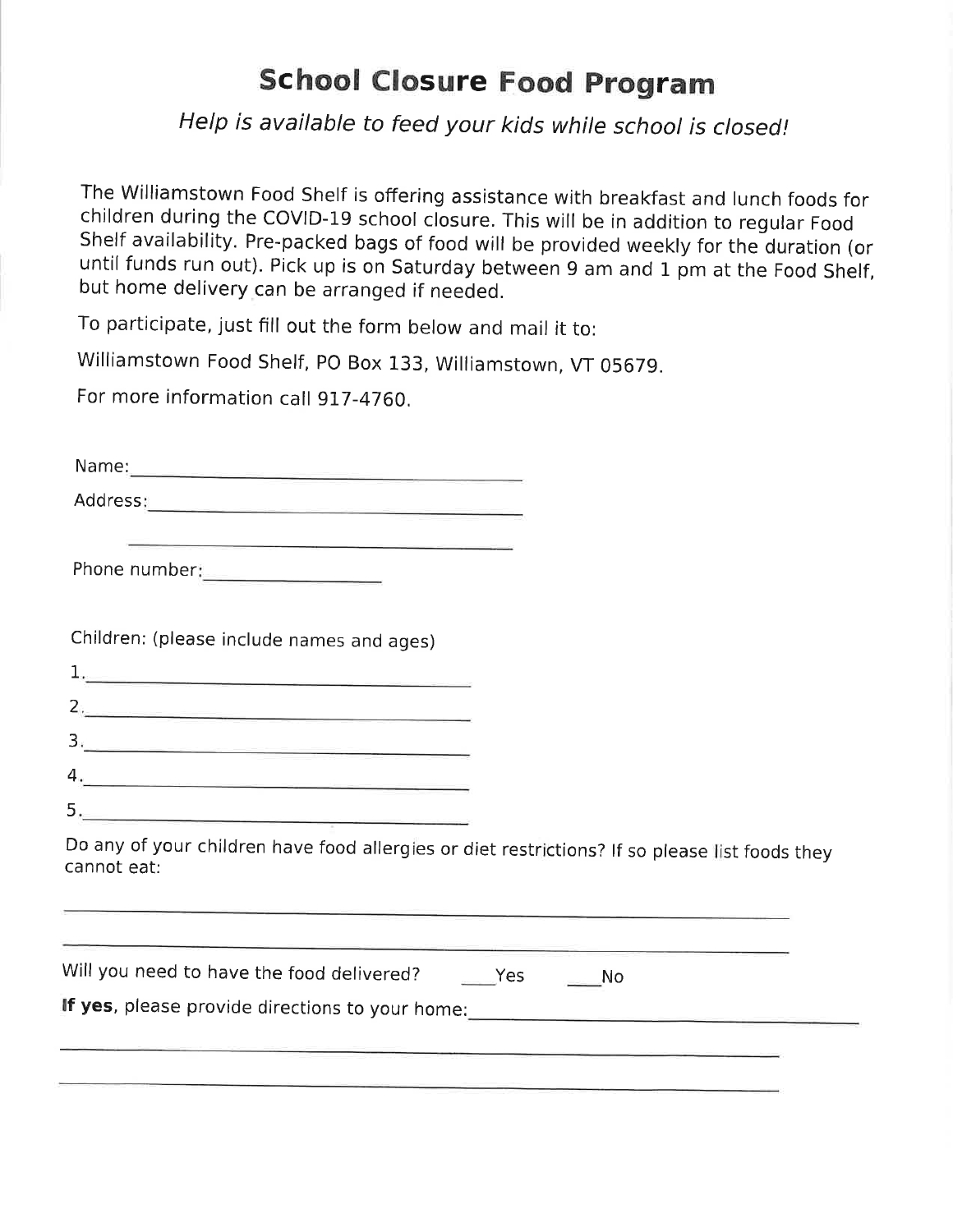# School Closure Food Program

*Help is available to feed your kids while school is closed!*

The Williamstown Food Shelf is offering assistance with breakfast and lunch foods for children during the COVID-19 school closure. This will be in addition to regular Food Shelf availability. Pre-packed bags of food will be provided weekly for the duration (or until funds run out). Pick up is on Saturday between 9 am and 1 pm at the Food Shelf, but home delivery can be arranged if needed.

To participate, just fill out the form below and mail it to:

Williamstown Food Shelf, PO Box 133, Williamstown, VT 05679.

For more information call 917-4760.

Name:_______________________________________

Address:_____________________________________

_____________________________________

Phone number:_______________

Children: (please include names and ages)

1.___________________________________

2.___________________________________

3.___________________________________

4.___________________________________

5.___________________________________

Do any of your children have food allergies or diet restrictions? If so please list foods they cannot eat:

_______________________________________________________________________

_______________________________________________________________________

Will you need to have the food delivered? ____Yes ____No

**If yes**, please provide directions to your home:_______________________________

_______________________________________________________________________

_______________________________________________________________________